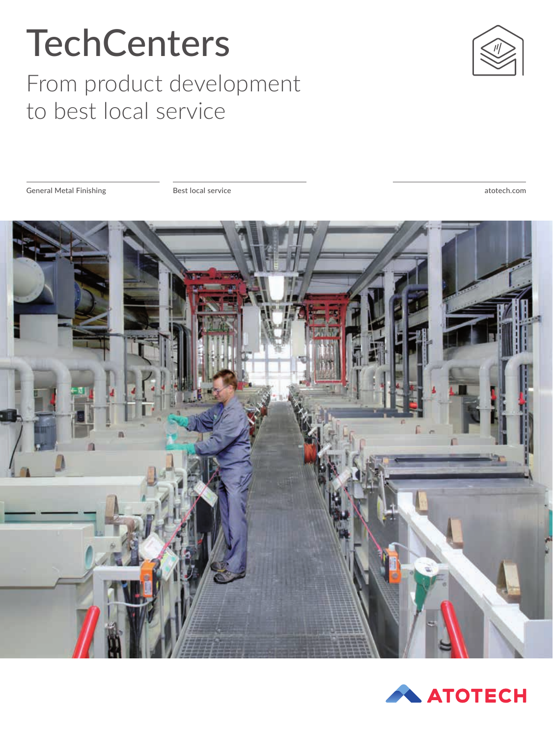# TechCenters

## From product development to best local service

General Metal Finishing

Best local service

atotech.com

ATOTECH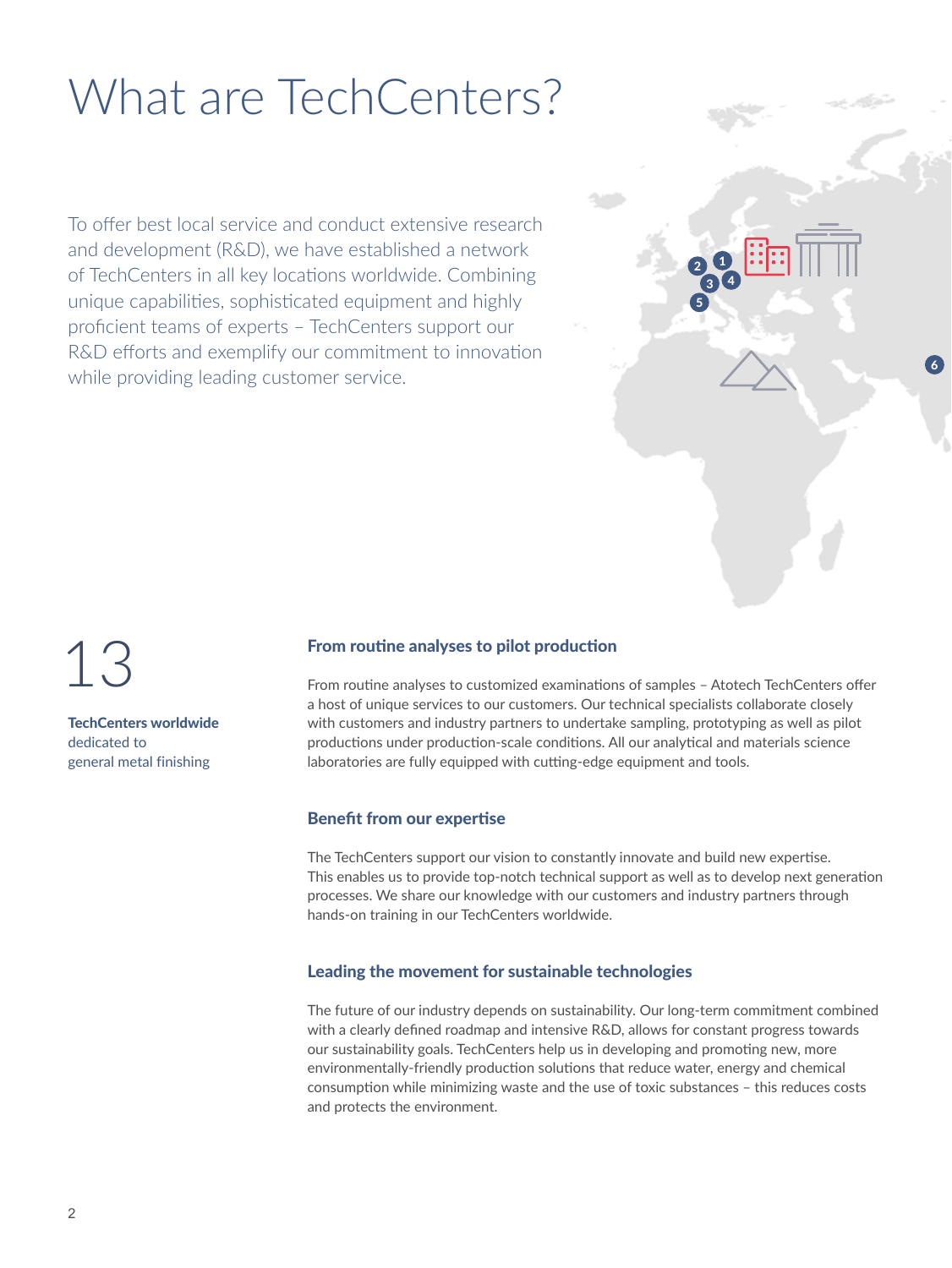# What are TechCenters?

To offer best local service and conduct extensive research and development (R&D), we have established a network of TechCenters in all key locations worldwide. Combining unique capabilities, sophisticated equipment and highly proficient teams of experts – TechCenters support our R&D efforts and exemplify our commitment to innovation while providing leading customer service.

13

**TechCenters worldwide** dedicated to general metal finishing

### From routine analyses to pilot production

From routine analyses to customized examinations of samples – Atotech TechCenters offer a host of unique services to our customers. Our technical specialists collaborate closely with customers and industry partners to undertake sampling, prototyping as well as pilot productions under production-scale conditions. All our analytical and materials science laboratories are fully equipped with cutting-edge equipment and tools.

### Benefit from our expertise

The TechCenters support our vision to constantly innovate and build new expertise. This enables us to provide top-notch technical support as well as to develop next generation processes. We share our knowledge with our customers and industry partners through hands-on training in our TechCenters worldwide.

### Leading the movement for sustainable technologies

The future of our industry depends on sustainability. Our long-term commitment combined with a clearly defined roadmap and intensive R&D, allows for constant progress towards our sustainability goals. TechCenters help us in developing and promoting new, more environmentally-friendly production solutions that reduce water, energy and chemical consumption while minimizing waste and the use of toxic substances – this reduces costs and protects the environment.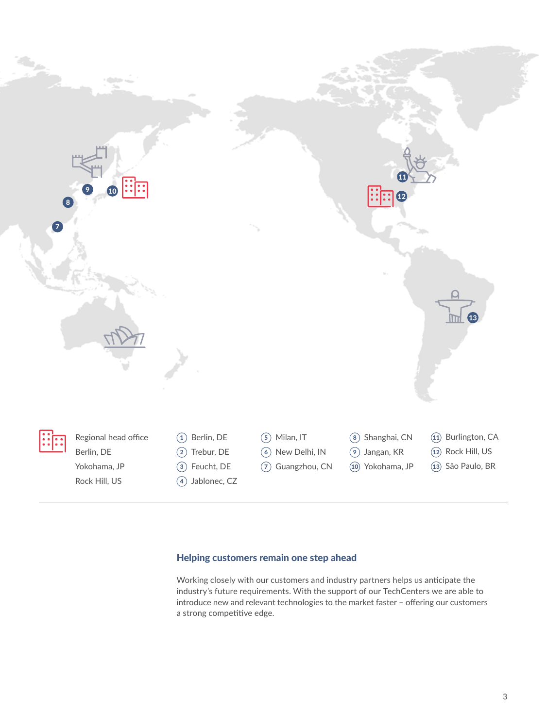Regional head office

- Berlin, DE
- Yokohama, JP
- Rock Hill, US

1. Berlin, DE
2. Trebur, DE
3. Feucht, DE
4. Jablonec, CZ
5. Milan, IT
6. New Delhi, IN
7. Guangzhou, CN
8. Shanghai, CN
9. Jangan, KR
10. Yokohama, JP
11. Burlington, CA
12. Rock Hill, US
13. São Paulo, BR

---

### Helping customers remain one step ahead

Working closely with our customers and industry partners helps us anticipate the industry's future requirements. With the support of our TechCenters we are able to introduce new and relevant technologies to the market faster – offering our customers a strong competitive edge.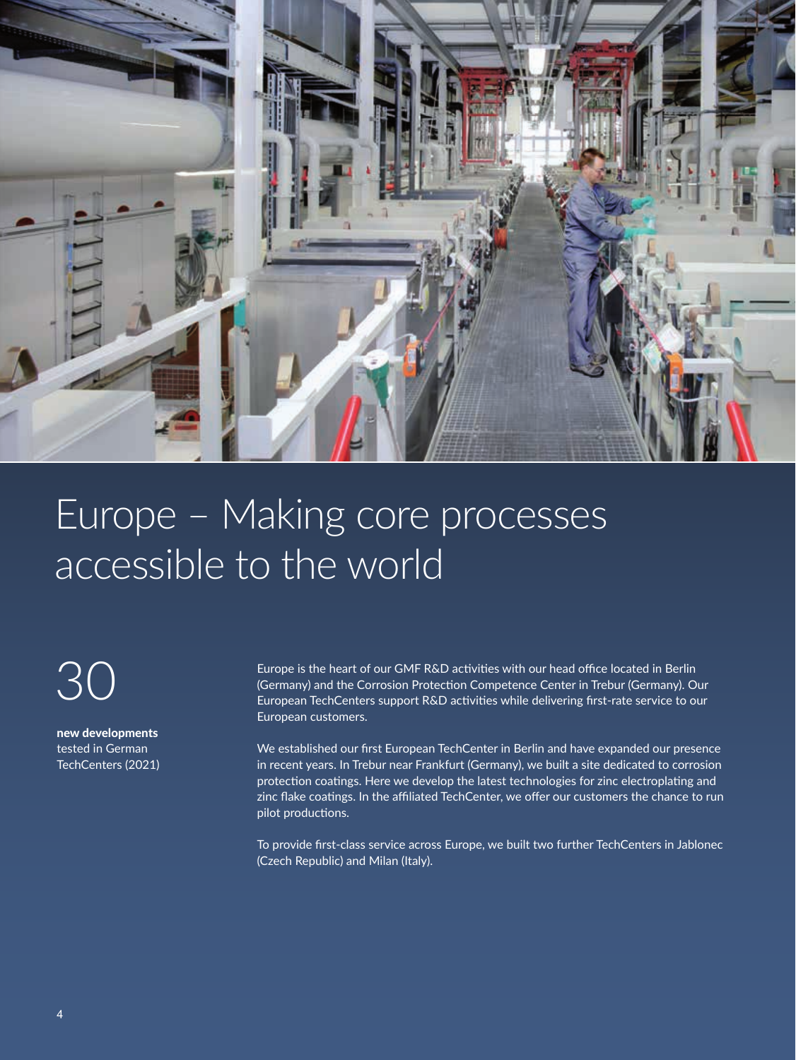# Europe – Making core processes accessible to the world

30

**new developments**
tested in German TechCenters (2021)

Europe is the heart of our GMF R&D activities with our head office located in Berlin (Germany) and the Corrosion Protection Competence Center in Trebur (Germany). Our European TechCenters support R&D activities while delivering first-rate service to our European customers.

We established our first European TechCenter in Berlin and have expanded our presence in recent years. In Trebur near Frankfurt (Germany), we built a site dedicated to corrosion protection coatings. Here we develop the latest technologies for zinc electroplating and zinc flake coatings. In the affiliated TechCenter, we offer our customers the chance to run pilot productions.

To provide first-class service across Europe, we built two further TechCenters in Jablonec (Czech Republic) and Milan (Italy).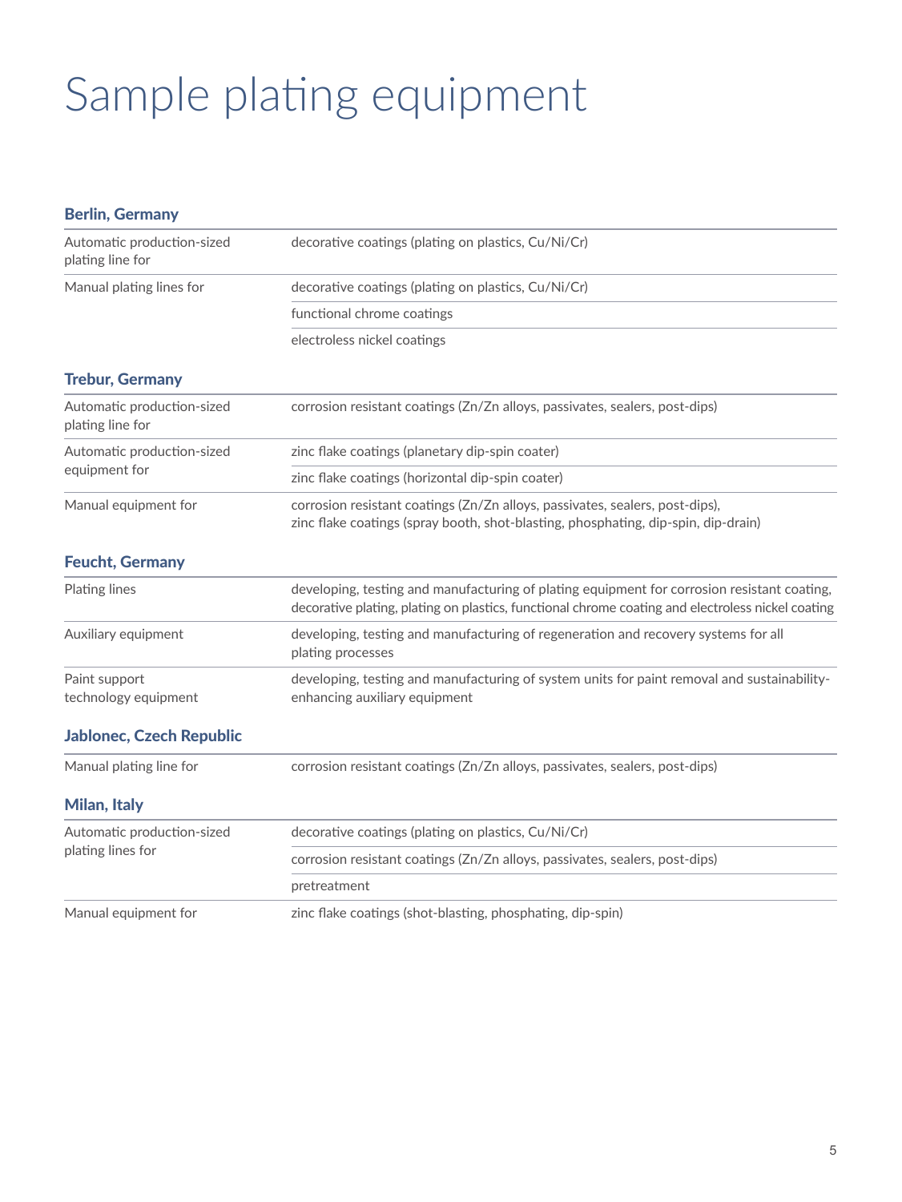# Sample plating equipment

## Berlin, Germany

| | |
|---|---|
| Automatic production-sized plating line for | decorative coatings (plating on plastics, Cu/Ni/Cr) |
| Manual plating lines for | decorative coatings (plating on plastics, Cu/Ni/Cr) |
| | functional chrome coatings |
| | electroless nickel coatings |

## Trebur, Germany

| | |
|---|---|
| Automatic production-sized plating line for | corrosion resistant coatings (Zn/Zn alloys, passivates, sealers, post-dips) |
| Automatic production-sized equipment for | zinc flake coatings (planetary dip-spin coater) |
| | zinc flake coatings (horizontal dip-spin coater) |
| Manual equipment for | corrosion resistant coatings (Zn/Zn alloys, passivates, sealers, post-dips), zinc flake coatings (spray booth, shot-blasting, phosphating, dip-spin, dip-drain) |

## Feucht, Germany

| | |
|---|---|
| Plating lines | developing, testing and manufacturing of plating equipment for corrosion resistant coating, decorative plating, plating on plastics, functional chrome coating and electroless nickel coating |
| Auxiliary equipment | developing, testing and manufacturing of regeneration and recovery systems for all plating processes |
| Paint support technology equipment | developing, testing and manufacturing of system units for paint removal and sustainability-enhancing auxiliary equipment |

## Jablonec, Czech Republic

| | |
|---|---|
| Manual plating line for | corrosion resistant coatings (Zn/Zn alloys, passivates, sealers, post-dips) |

## Milan, Italy

| | |
|---|---|
| Automatic production-sized plating lines for | decorative coatings (plating on plastics, Cu/Ni/Cr) |
| | corrosion resistant coatings (Zn/Zn alloys, passivates, sealers, post-dips) |
| | pretreatment |
| Manual equipment for | zinc flake coatings (shot-blasting, phosphating, dip-spin) |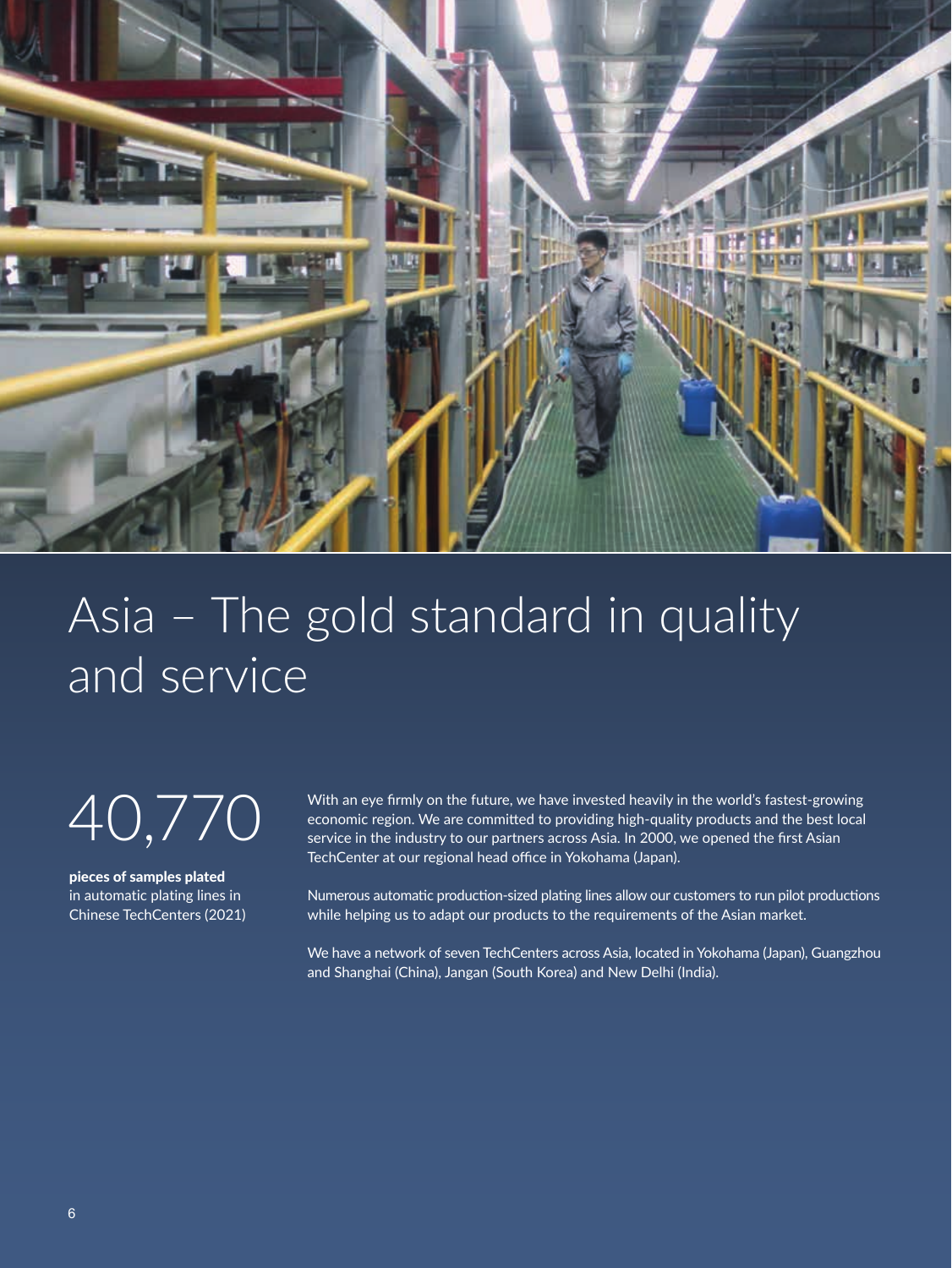# Asia – The gold standard in quality and service

40,770

**pieces of samples plated**
in automatic plating lines in Chinese TechCenters (2021)

With an eye firmly on the future, we have invested heavily in the world's fastest-growing economic region. We are committed to providing high-quality products and the best local service in the industry to our partners across Asia. In 2000, we opened the first Asian TechCenter at our regional head office in Yokohama (Japan).

Numerous automatic production-sized plating lines allow our customers to run pilot productions while helping us to adapt our products to the requirements of the Asian market.

We have a network of seven TechCenters across Asia, located in Yokohama (Japan), Guangzhou and Shanghai (China), Jangan (South Korea) and New Delhi (India).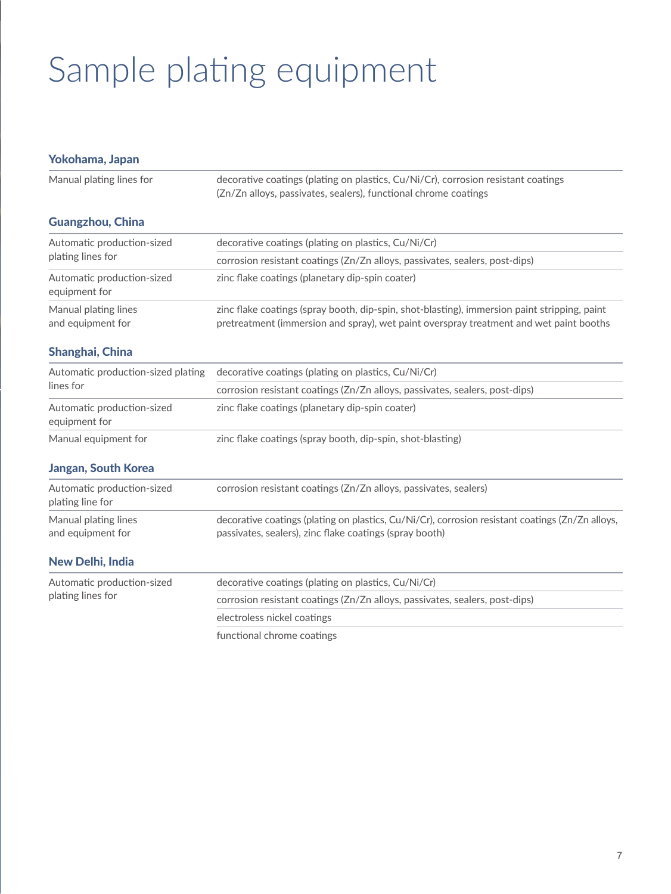# Sample plating equipment

## Yokohama, Japan

| | |
|---|---|
| Manual plating lines for | decorative coatings (plating on plastics, Cu/Ni/Cr), corrosion resistant coatings (Zn/Zn alloys, passivates, sealers), functional chrome coatings |

## Guangzhou, China

| | |
|---|---|
| Automatic production-sized plating lines for | decorative coatings (plating on plastics, Cu/Ni/Cr) |
| | corrosion resistant coatings (Zn/Zn alloys, passivates, sealers, post-dips) |
| Automatic production-sized equipment for | zinc flake coatings (planetary dip-spin coater) |
| Manual plating lines and equipment for | zinc flake coatings (spray booth, dip-spin, shot-blasting), immersion paint stripping, paint pretreatment (immersion and spray), wet paint overspray treatment and wet paint booths |

## Shanghai, China

| | |
|---|---|
| Automatic production-sized plating lines for | decorative coatings (plating on plastics, Cu/Ni/Cr) |
| | corrosion resistant coatings (Zn/Zn alloys, passivates, sealers, post-dips) |
| Automatic production-sized equipment for | zinc flake coatings (planetary dip-spin coater) |
| Manual equipment for | zinc flake coatings (spray booth, dip-spin, shot-blasting) |

## Jangan, South Korea

| | |
|---|---|
| Automatic production-sized plating line for | corrosion resistant coatings (Zn/Zn alloys, passivates, sealers) |
| Manual plating lines and equipment for | decorative coatings (plating on plastics, Cu/Ni/Cr), corrosion resistant coatings (Zn/Zn alloys, passivates, sealers), zinc flake coatings (spray booth) |

## New Delhi, India

| | |
|---|---|
| Automatic production-sized plating lines for | decorative coatings (plating on plastics, Cu/Ni/Cr) |
| | corrosion resistant coatings (Zn/Zn alloys, passivates, sealers, post-dips) |
| | electroless nickel coatings |
| | functional chrome coatings |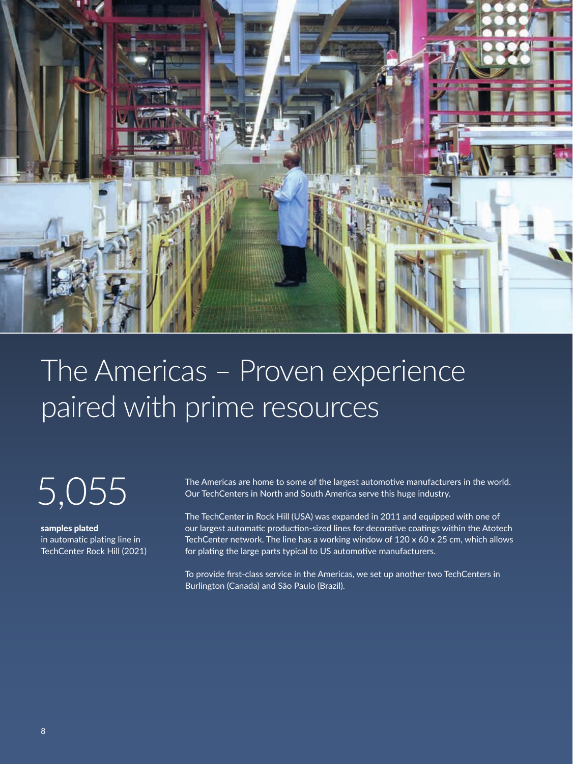# The Americas – Proven experience paired with prime resources

5,055

**samples plated**
in automatic plating line in TechCenter Rock Hill (2021)

The Americas are home to some of the largest automotive manufacturers in the world. Our TechCenters in North and South America serve this huge industry.

The TechCenter in Rock Hill (USA) was expanded in 2011 and equipped with one of our largest automatic production-sized lines for decorative coatings within the Atotech TechCenter network. The line has a working window of 120 x 60 x 25 cm, which allows for plating the large parts typical to US automotive manufacturers.

To provide first-class service in the Americas, we set up another two TechCenters in Burlington (Canada) and São Paulo (Brazil).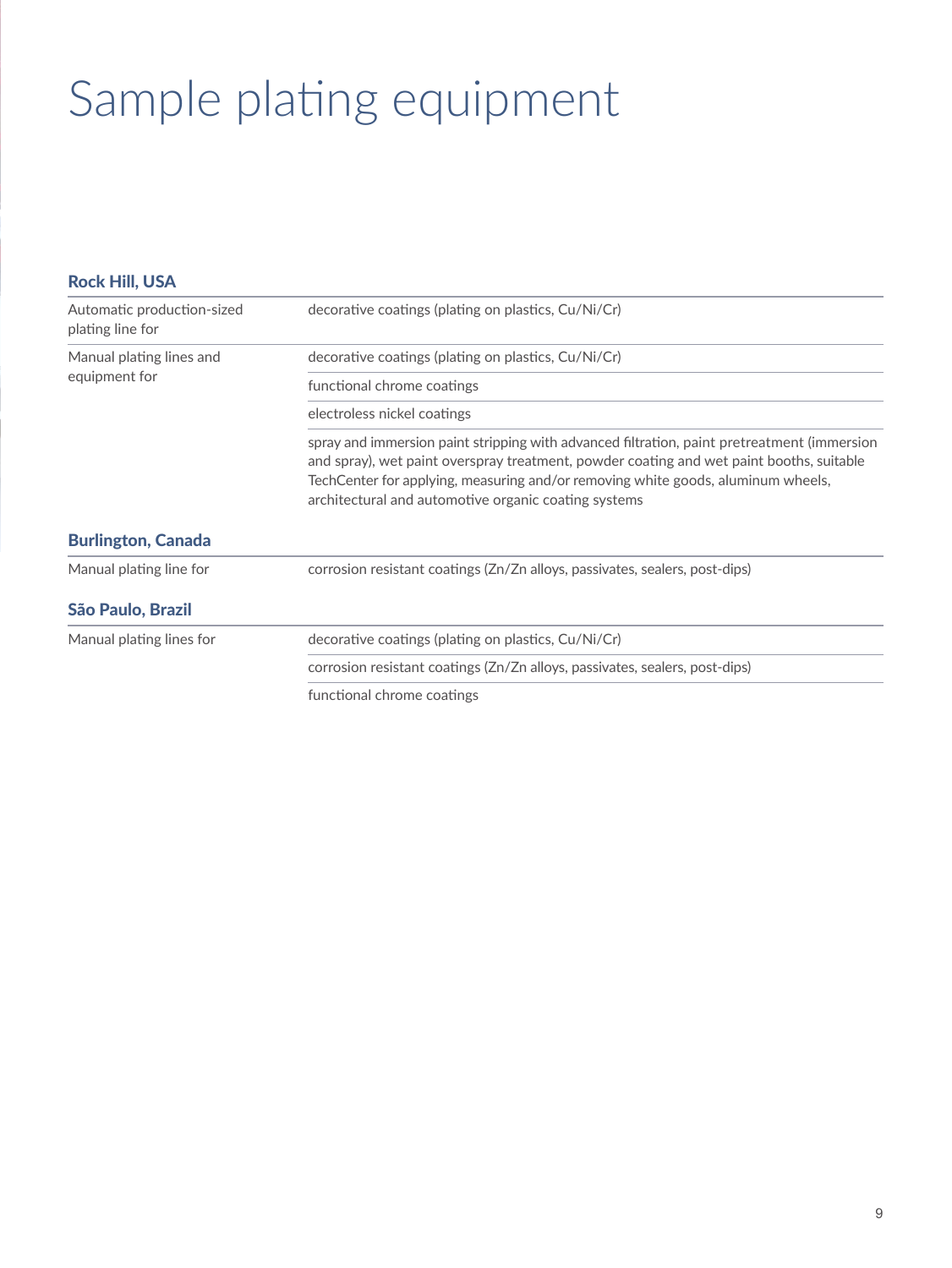# Sample plating equipment

### Rock Hill, USA

| | |
|---|---|
| Automatic production-sized plating line for | decorative coatings (plating on plastics, Cu/Ni/Cr) |
| Manual plating lines and equipment for | decorative coatings (plating on plastics, Cu/Ni/Cr) |
| | functional chrome coatings |
| | electroless nickel coatings |
| | spray and immersion paint stripping with advanced filtration, paint pretreatment (immersion and spray), wet paint overspray treatment, powder coating and wet paint booths, suitable TechCenter for applying, measuring and/or removing white goods, aluminum wheels, architectural and automotive organic coating systems |

### Burlington, Canada

| | |
|---|---|
| Manual plating line for | corrosion resistant coatings (Zn/Zn alloys, passivates, sealers, post-dips) |

### São Paulo, Brazil

| | |
|---|---|
| Manual plating lines for | decorative coatings (plating on plastics, Cu/Ni/Cr) |
| | corrosion resistant coatings (Zn/Zn alloys, passivates, sealers, post-dips) |
| | functional chrome coatings |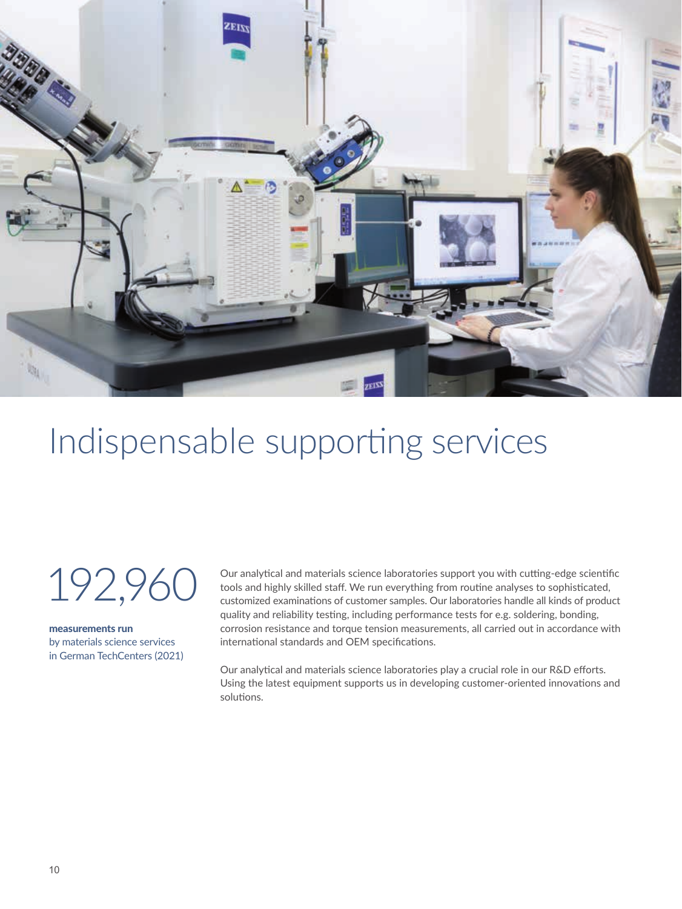# Indispensable supporting services

192,960

**measurements run**
by materials science services in German TechCenters (2021)

Our analytical and materials science laboratories support you with cutting-edge scientific tools and highly skilled staff. We run everything from routine analyses to sophisticated, customized examinations of customer samples. Our laboratories handle all kinds of product quality and reliability testing, including performance tests for e.g. soldering, bonding, corrosion resistance and torque tension measurements, all carried out in accordance with international standards and OEM specifications.

Our analytical and materials science laboratories play a crucial role in our R&D efforts. Using the latest equipment supports us in developing customer-oriented innovations and solutions.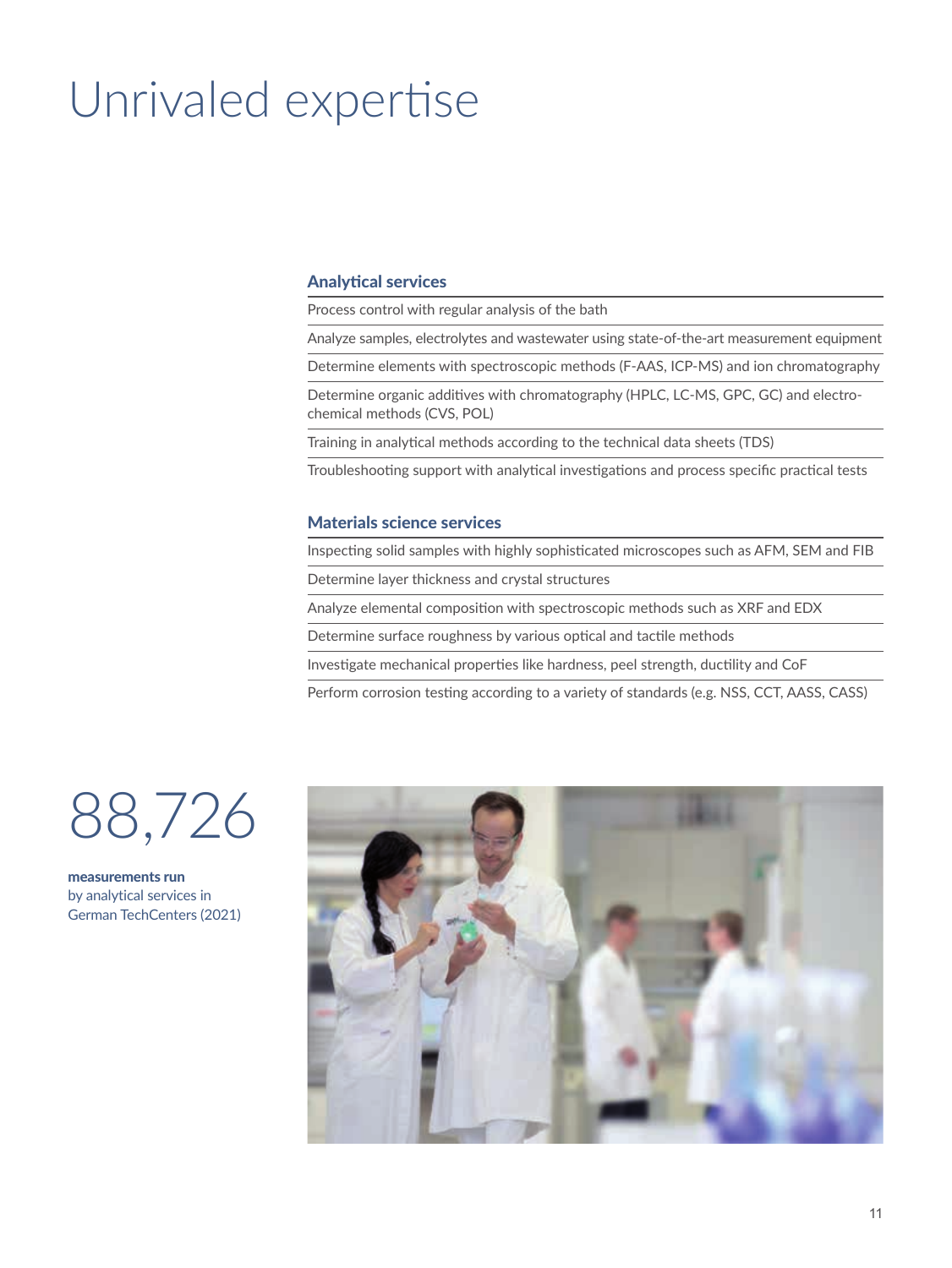# Unrivaled expertise

## Analytical services

- Process control with regular analysis of the bath
- Analyze samples, electrolytes and wastewater using state-of-the-art measurement equipment
- Determine elements with spectroscopic methods (F-AAS, ICP-MS) and ion chromatography
- Determine organic additives with chromatography (HPLC, LC-MS, GPC, GC) and electrochemical methods (CVS, POL)
- Training in analytical methods according to the technical data sheets (TDS)
- Troubleshooting support with analytical investigations and process specific practical tests

## Materials science services

- Inspecting solid samples with highly sophisticated microscopes such as AFM, SEM and FIB
- Determine layer thickness and crystal structures
- Analyze elemental composition with spectroscopic methods such as XRF and EDX
- Determine surface roughness by various optical and tactile methods
- Investigate mechanical properties like hardness, peel strength, ductility and CoF
- Perform corrosion testing according to a variety of standards (e.g. NSS, CCT, AASS, CASS)

88,726

**measurements run** by analytical services in German TechCenters (2021)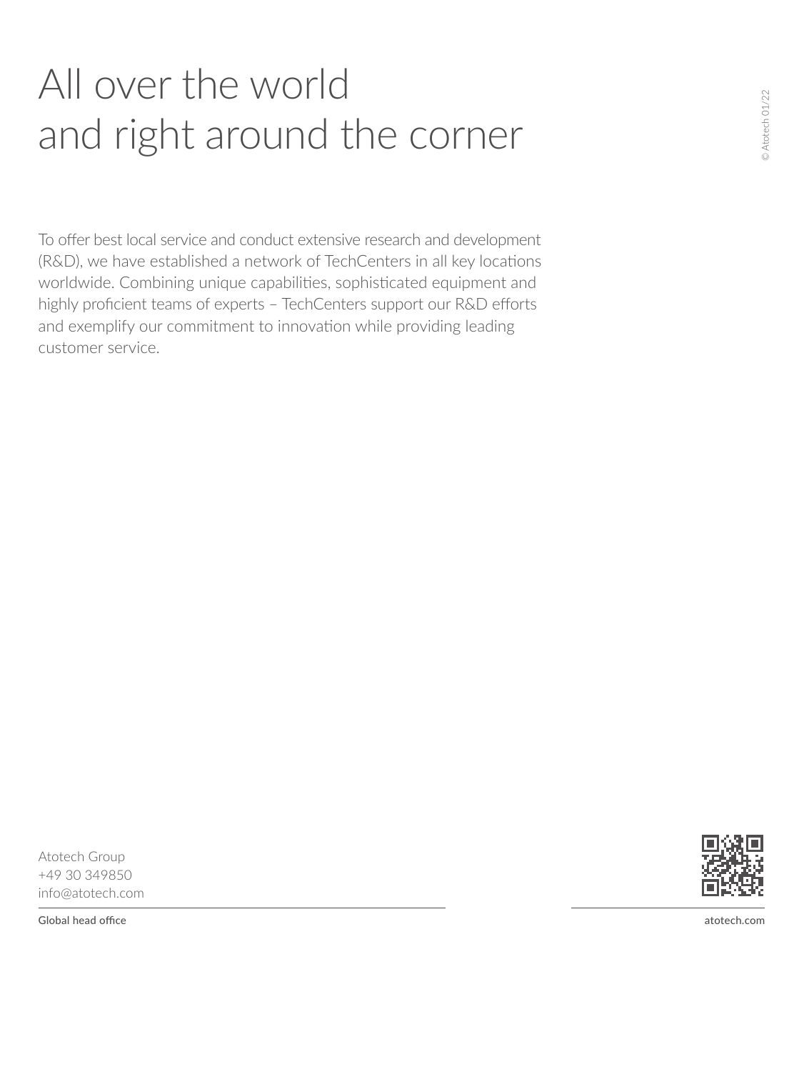# All over the world and right around the corner

To offer best local service and conduct extensive research and development (R&D), we have established a network of TechCenters in all key locations worldwide. Combining unique capabilities, sophisticated equipment and highly proficient teams of experts – TechCenters support our R&D efforts and exemplify our commitment to innovation while providing leading customer service.

© Atotech 01/22

Atotech Group
+49 30 349850
info@atotech.com

**Global head office**

atotech.com